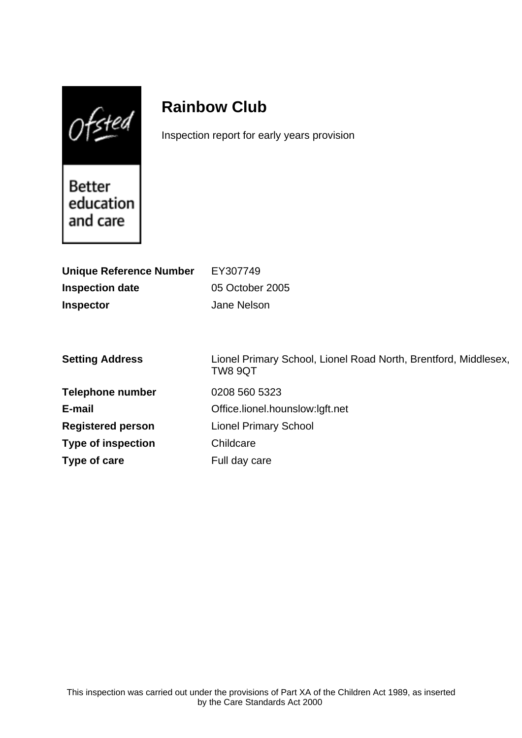Ofsted

Better education and care

# Rainbow Club

Inspection report for early years provision

| | |
|---|---|
| **Unique Reference Number** | EY307749 |
| **Inspection date** | 05 October 2005 |
| **Inspector** | Jane Nelson |

| | |
|---|---|
| **Setting Address** | Lionel Primary School, Lionel Road North, Brentford, Middlesex, TW8 9QT |
| **Telephone number** | 0208 560 5323 |
| **E-mail** | Office.lionel.hounslow:lgft.net |
| **Registered person** | Lionel Primary School |
| **Type of inspection** | Childcare |
| **Type of care** | Full day care |

This inspection was carried out under the provisions of Part XA of the Children Act 1989, as inserted by the Care Standards Act 2000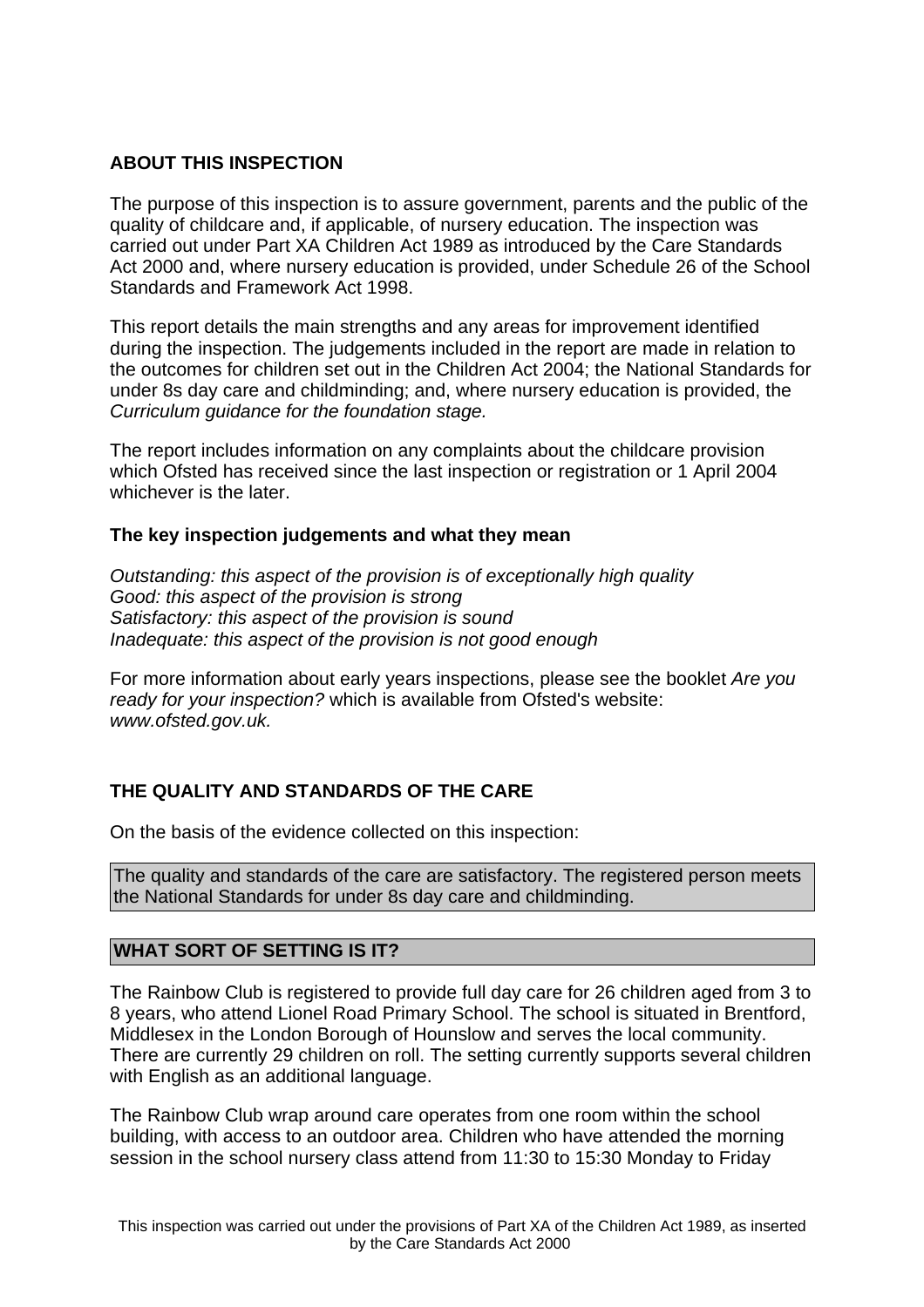## ABOUT THIS INSPECTION

The purpose of this inspection is to assure government, parents and the public of the quality of childcare and, if applicable, of nursery education. The inspection was carried out under Part XA Children Act 1989 as introduced by the Care Standards Act 2000 and, where nursery education is provided, under Schedule 26 of the School Standards and Framework Act 1998.

This report details the main strengths and any areas for improvement identified during the inspection. The judgements included in the report are made in relation to the outcomes for children set out in the Children Act 2004; the National Standards for under 8s day care and childminding; and, where nursery education is provided, the *Curriculum guidance for the foundation stage.*

The report includes information on any complaints about the childcare provision which Ofsted has received since the last inspection or registration or 1 April 2004 whichever is the later.

### The key inspection judgements and what they mean

*Outstanding: this aspect of the provision is of exceptionally high quality*
*Good: this aspect of the provision is strong*
*Satisfactory: this aspect of the provision is sound*
*Inadequate: this aspect of the provision is not good enough*

For more information about early years inspections, please see the booklet *Are you ready for your inspection?* which is available from Ofsted's website: *www.ofsted.gov.uk.*

## THE QUALITY AND STANDARDS OF THE CARE

On the basis of the evidence collected on this inspection:

The quality and standards of the care are satisfactory. The registered person meets the National Standards for under 8s day care and childminding.

## WHAT SORT OF SETTING IS IT?

The Rainbow Club is registered to provide full day care for 26 children aged from 3 to 8 years, who attend Lionel Road Primary School. The school is situated in Brentford, Middlesex in the London Borough of Hounslow and serves the local community. There are currently 29 children on roll. The setting currently supports several children with English as an additional language.

The Rainbow Club wrap around care operates from one room within the school building, with access to an outdoor area. Children who have attended the morning session in the school nursery class attend from 11:30 to 15:30 Monday to Friday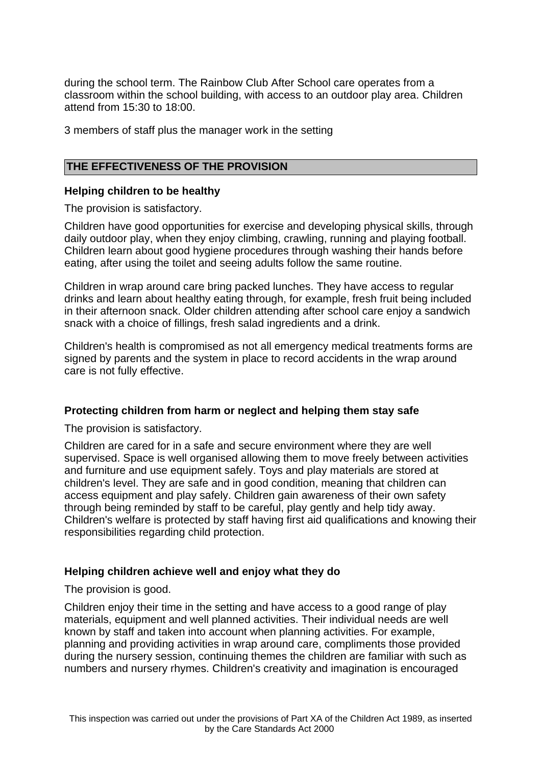during the school term. The Rainbow Club After School care operates from a classroom within the school building, with access to an outdoor play area. Children attend from 15:30 to 18:00.

3 members of staff plus the manager work in the setting

## THE EFFECTIVENESS OF THE PROVISION

### Helping children to be healthy

The provision is satisfactory.

Children have good opportunities for exercise and developing physical skills, through daily outdoor play, when they enjoy climbing, crawling, running and playing football. Children learn about good hygiene procedures through washing their hands before eating, after using the toilet and seeing adults follow the same routine.

Children in wrap around care bring packed lunches. They have access to regular drinks and learn about healthy eating through, for example, fresh fruit being included in their afternoon snack. Older children attending after school care enjoy a sandwich snack with a choice of fillings, fresh salad ingredients and a drink.

Children's health is compromised as not all emergency medical treatments forms are signed by parents and the system in place to record accidents in the wrap around care is not fully effective.

### Protecting children from harm or neglect and helping them stay safe

The provision is satisfactory.

Children are cared for in a safe and secure environment where they are well supervised. Space is well organised allowing them to move freely between activities and furniture and use equipment safely. Toys and play materials are stored at children's level. They are safe and in good condition, meaning that children can access equipment and play safely. Children gain awareness of their own safety through being reminded by staff to be careful, play gently and help tidy away. Children's welfare is protected by staff having first aid qualifications and knowing their responsibilities regarding child protection.

### Helping children achieve well and enjoy what they do

The provision is good.

Children enjoy their time in the setting and have access to a good range of play materials, equipment and well planned activities. Their individual needs are well known by staff and taken into account when planning activities. For example, planning and providing activities in wrap around care, compliments those provided during the nursery session, continuing themes the children are familiar with such as numbers and nursery rhymes. Children's creativity and imagination is encouraged

This inspection was carried out under the provisions of Part XA of the Children Act 1989, as inserted by the Care Standards Act 2000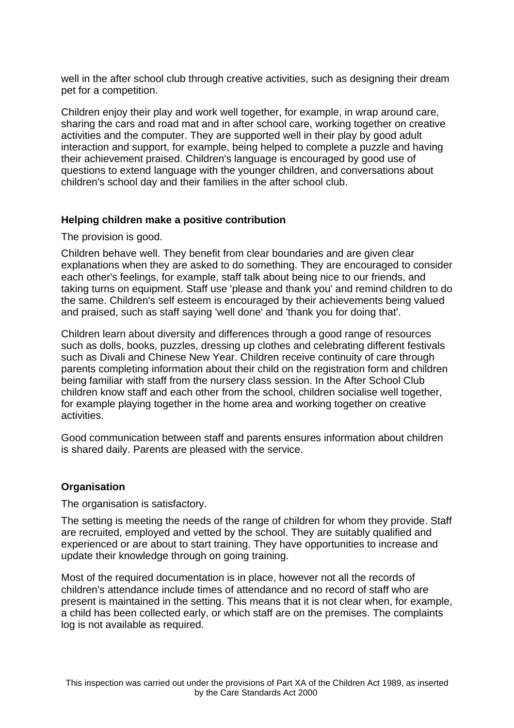well in the after school club through creative activities, such as designing their dream pet for a competition.

Children enjoy their play and work well together, for example, in wrap around care, sharing the cars and road mat and in after school care, working together on creative activities and the computer. They are supported well in their play by good adult interaction and support, for example, being helped to complete a puzzle and having their achievement praised. Children's language is encouraged by good use of questions to extend language with the younger children, and conversations about children's school day and their families in the after school club.

## Helping children make a positive contribution

The provision is good.

Children behave well. They benefit from clear boundaries and are given clear explanations when they are asked to do something. They are encouraged to consider each other's feelings, for example, staff talk about being nice to our friends, and taking turns on equipment. Staff use 'please and thank you' and remind children to do the same. Children's self esteem is encouraged by their achievements being valued and praised, such as staff saying 'well done' and 'thank you for doing that'.

Children learn about diversity and differences through a good range of resources such as dolls, books, puzzles, dressing up clothes and celebrating different festivals such as Divali and Chinese New Year. Children receive continuity of care through parents completing information about their child on the registration form and children being familiar with staff from the nursery class session. In the After School Club children know staff and each other from the school, children socialise well together, for example playing together in the home area and working together on creative activities.

Good communication between staff and parents ensures information about children is shared daily. Parents are pleased with the service.

## Organisation

The organisation is satisfactory.

The setting is meeting the needs of the range of children for whom they provide. Staff are recruited, employed and vetted by the school. They are suitably qualified and experienced or are about to start training. They have opportunities to increase and update their knowledge through on going training.

Most of the required documentation is in place, however not all the records of children's attendance include times of attendance and no record of staff who are present is maintained in the setting. This means that it is not clear when, for example, a child has been collected early, or which staff are on the premises. The complaints log is not available as required.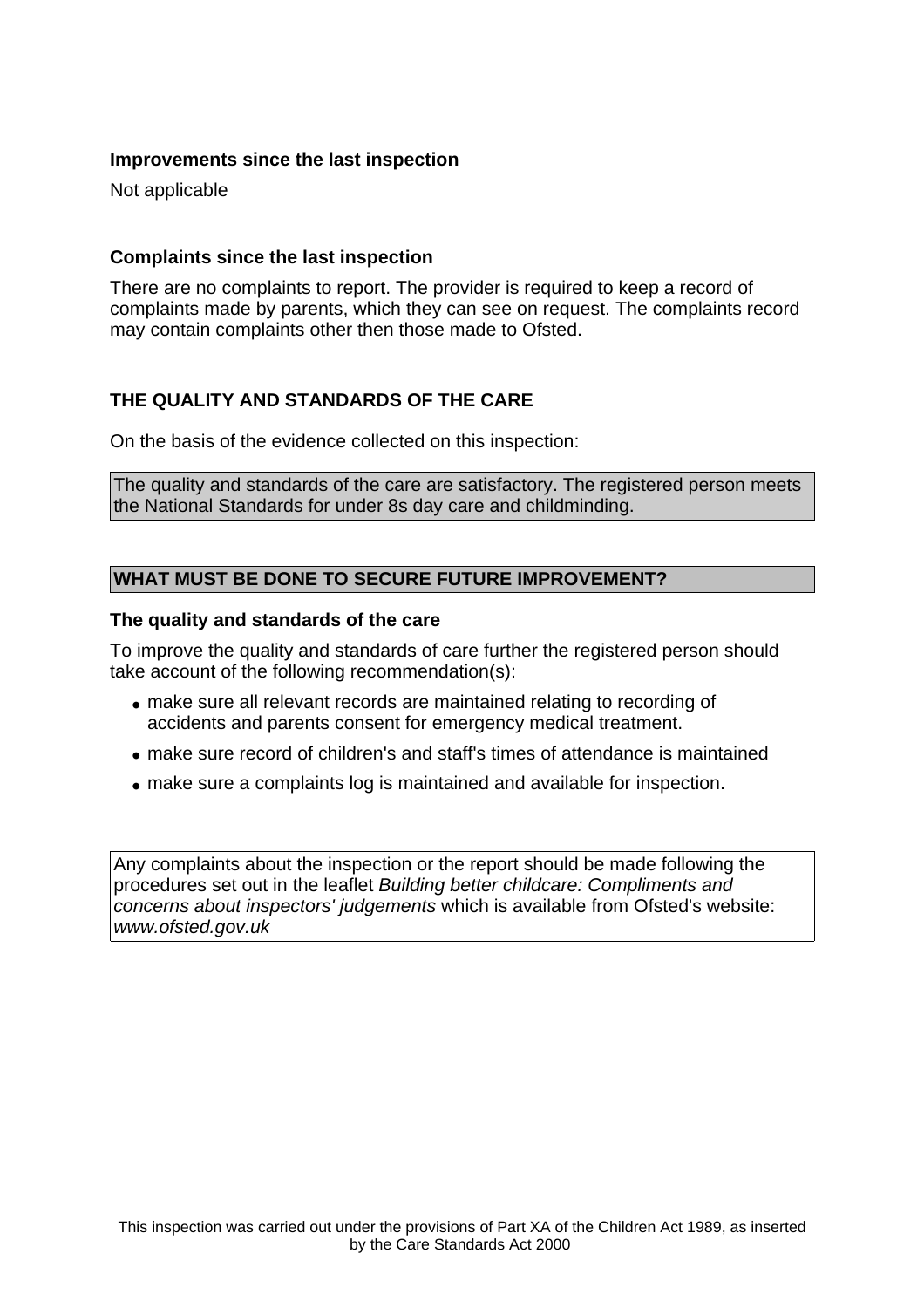**Improvements since the last inspection**

Not applicable

**Complaints since the last inspection**

There are no complaints to report. The provider is required to keep a record of complaints made by parents, which they can see on request. The complaints record may contain complaints other then those made to Ofsted.

## THE QUALITY AND STANDARDS OF THE CARE

On the basis of the evidence collected on this inspection:

The quality and standards of the care are satisfactory. The registered person meets the National Standards for under 8s day care and childminding.

## WHAT MUST BE DONE TO SECURE FUTURE IMPROVEMENT?

**The quality and standards of the care**

To improve the quality and standards of care further the registered person should take account of the following recommendation(s):

- make sure all relevant records are maintained relating to recording of accidents and parents consent for emergency medical treatment.
- make sure record of children's and staff's times of attendance is maintained
- make sure a complaints log is maintained and available for inspection.

Any complaints about the inspection or the report should be made following the procedures set out in the leaflet *Building better childcare: Compliments and concerns about inspectors' judgements* which is available from Ofsted's website: *www.ofsted.gov.uk*

This inspection was carried out under the provisions of Part XA of the Children Act 1989, as inserted by the Care Standards Act 2000